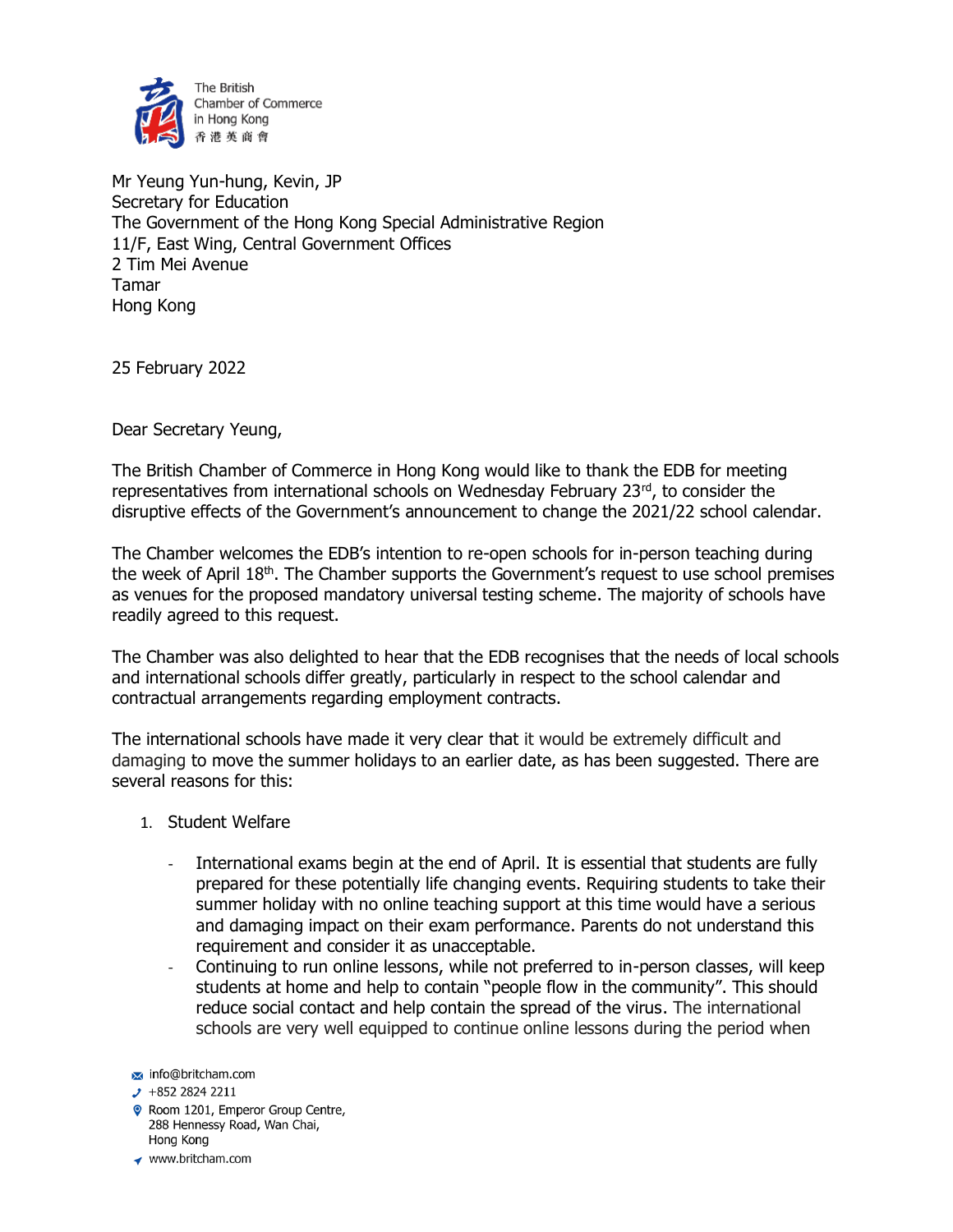The British Chamber of Commerce in Hong Kong
香港英商會

Mr Yeung Yun-hung, Kevin, JP
Secretary for Education
The Government of the Hong Kong Special Administrative Region
11/F, East Wing, Central Government Offices
2 Tim Mei Avenue
Tamar
Hong Kong

25 February 2022

Dear Secretary Yeung,

The British Chamber of Commerce in Hong Kong would like to thank the EDB for meeting representatives from international schools on Wednesday February 23rd, to consider the disruptive effects of the Government's announcement to change the 2021/22 school calendar.

The Chamber welcomes the EDB's intention to re-open schools for in-person teaching during the week of April 18th. The Chamber supports the Government's request to use school premises as venues for the proposed mandatory universal testing scheme. The majority of schools have readily agreed to this request.

The Chamber was also delighted to hear that the EDB recognises that the needs of local schools and international schools differ greatly, particularly in respect to the school calendar and contractual arrangements regarding employment contracts.

The international schools have made it very clear that it would be extremely difficult and damaging to move the summer holidays to an earlier date, as has been suggested. There are several reasons for this:

1. Student Welfare

   - International exams begin at the end of April. It is essential that students are fully prepared for these potentially life changing events. Requiring students to take their summer holiday with no online teaching support at this time would have a serious and damaging impact on their exam performance. Parents do not understand this requirement and consider it as unacceptable.
   - Continuing to run online lessons, while not preferred to in-person classes, will keep students at home and help to contain "people flow in the community". This should reduce social contact and help contain the spread of the virus. The international schools are very well equipped to continue online lessons during the period when

info@britcham.com
+852 2824 2211
Room 1201, Emperor Group Centre, 288 Hennessy Road, Wan Chai, Hong Kong
www.britcham.com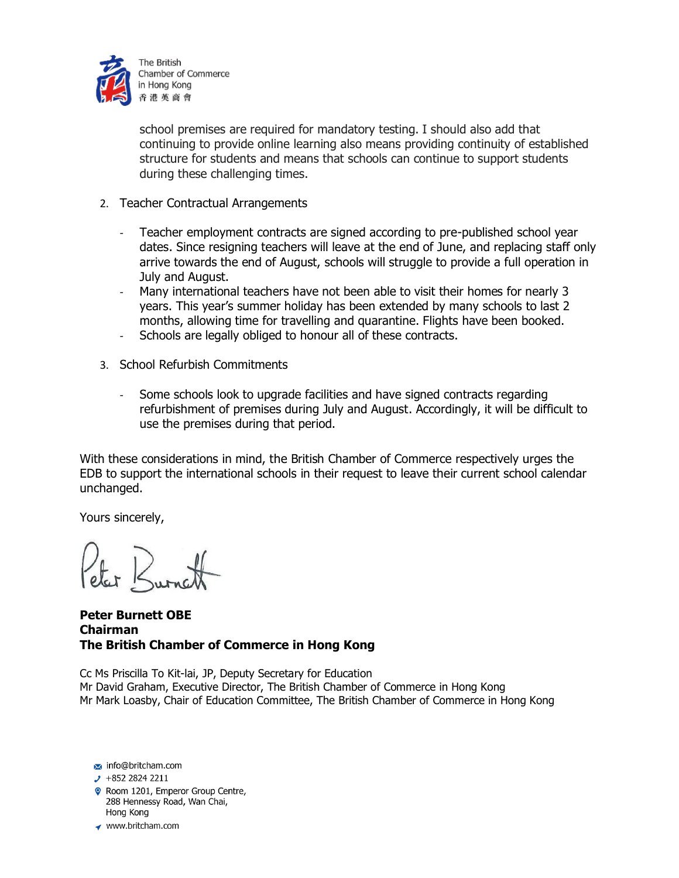school premises are required for mandatory testing. I should also add that continuing to provide online learning also means providing continuity of established structure for students and means that schools can continue to support students during these challenging times.

2. Teacher Contractual Arrangements

   - Teacher employment contracts are signed according to pre-published school year dates. Since resigning teachers will leave at the end of June, and replacing staff only arrive towards the end of August, schools will struggle to provide a full operation in July and August.
   - Many international teachers have not been able to visit their homes for nearly 3 years. This year's summer holiday has been extended by many schools to last 2 months, allowing time for travelling and quarantine. Flights have been booked.
   - Schools are legally obliged to honour all of these contracts.

3. School Refurbish Commitments

   - Some schools look to upgrade facilities and have signed contracts regarding refurbishment of premises during July and August. Accordingly, it will be difficult to use the premises during that period.

With these considerations in mind, the British Chamber of Commerce respectively urges the EDB to support the international schools in their request to leave their current school calendar unchanged.

Yours sincerely,

**Peter Burnett OBE**
**Chairman**
**The British Chamber of Commerce in Hong Kong**

Cc Ms Priscilla To Kit-lai, JP, Deputy Secretary for Education
Mr David Graham, Executive Director, The British Chamber of Commerce in Hong Kong
Mr Mark Loasby, Chair of Education Committee, The British Chamber of Commerce in Hong Kong

info@britcham.com
+852 2824 2211
Room 1201, Emperor Group Centre,
288 Hennessy Road, Wan Chai,
Hong Kong
www.britcham.com